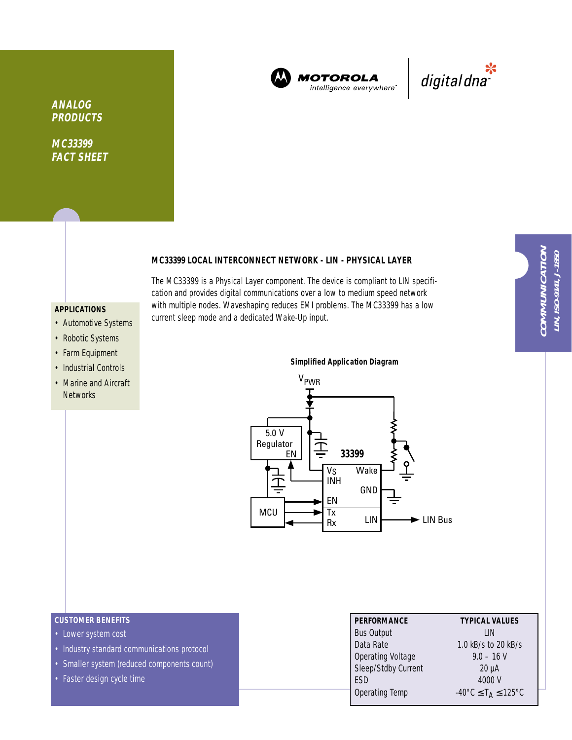**ANALOG PRODUCTS**

**MC33399 FACT SHEET**

MOTOROLA intelligence everywhere™ | digital dna™

**COMMUNICATION**
**LIN, ISO-9141, J-1850**

## MC33399 LOCAL INTERCONNECT NETWORK - LIN - PHYSICAL LAYER

The MC33399 is a Physical Layer component. The device is compliant to LIN specification and provides digital communications over a low to medium speed network with multiple nodes. Waveshaping reduces EMI problems. The MC33399 has a low current sleep mode and a dedicated Wake-Up input.

### APPLICATIONS

- Automotive Systems
- Robotic Systems
- Farm Equipment
- Industrial Controls
- Marine and Aircraft Networks

**Simplified Application Diagram**

$V_{PWR}$

5.0 V Regulator EN

33399: $V_S$, INH, EN, Tx, Rx, Wake, GND, LIN

MCU

LIN Bus

### CUSTOMER BENEFITS

- Lower system cost
- Industry standard communications protocol
- Smaller system (reduced components count)
- Faster design cycle time

| PERFORMANCE | TYPICAL VALUES |
|---|---|
| Bus Output | LIN |
| Data Rate | 1.0 kB/s to 20 kB/s |
| Operating Voltage | 9.0 – 16 V |
| Sleep/Stdby Current | 20 µA |
| ESD | 4000 V |
| Operating Temp | $-40°C \leq T_A \leq 125°C$ |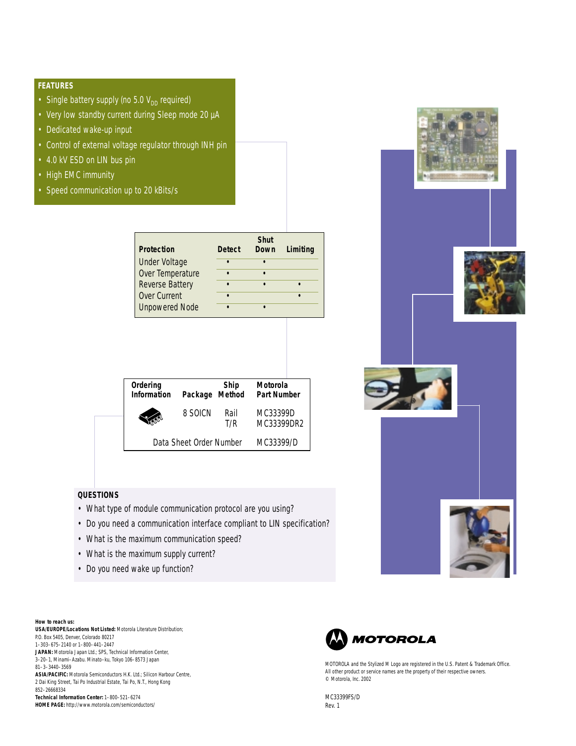## FEATURES

- Single battery supply (no 5.0 $V_{DD}$ required)
- Very low standby current during Sleep mode 20 µA
- Dedicated wake-up input
- Control of external voltage regulator through INH pin
- 4.0 kV ESD on LIN bus pin
- High EMC immunity
- Speed communication up to 20 kBits/s

| Protection | Detect | Shut Down | Limiting |
|---|---|---|---|
| Under Voltage | • | • | |
| Over Temperature | • | • | |
| Reverse Battery | • | • | • |
| Over Current | • | | • |
| Unpowered Node | • | • | |

| Ordering Information | Package | Ship Method | Motorola Part Number |
|---|---|---|---|
| | 8 SOICN | Rail | MC33399D |
| | | T/R | MC33399DR2 |
| Data Sheet Order Number | | | MC33399/D |

## QUESTIONS

- What type of module communication protocol are you using?
- Do you need a communication interface compliant to LIN specification?
- What is the maximum communication speed?
- What is the maximum supply current?
- Do you need wake up function?

**How to reach us:**
**USA/EUROPE/Locations Not Listed:** Motorola Literature Distribution;
P.O. Box 5405, Denver, Colorado 80217
1–303–675–2140 or 1–800–441–2447
**JAPAN:** Motorola Japan Ltd.; SPS, Technical Information Center,
3–20–1, Minami–Azabu. Minato–ku, Tokyo 106–8573 Japan
81–3–3440–3569
**ASIA/PACIFIC:** Motorola Semiconductors H.K. Ltd.; Silicon Harbour Centre,
2 Dai King Street, Tai Po Industrial Estate, Tai Po, N.T., Hong Kong
852–26668334
**Technical Information Center:** 1–800–521–6274
**HOME PAGE:** http://www.motorola.com/semiconductors/

MOTOROLA

MOTOROLA and the Stylized M Logo are registered in the U.S. Patent & Trademark Office.
All other product or service names are the property of their respective owners.
© Motorola, Inc. 2002

MC33399FS/D
Rev. 1